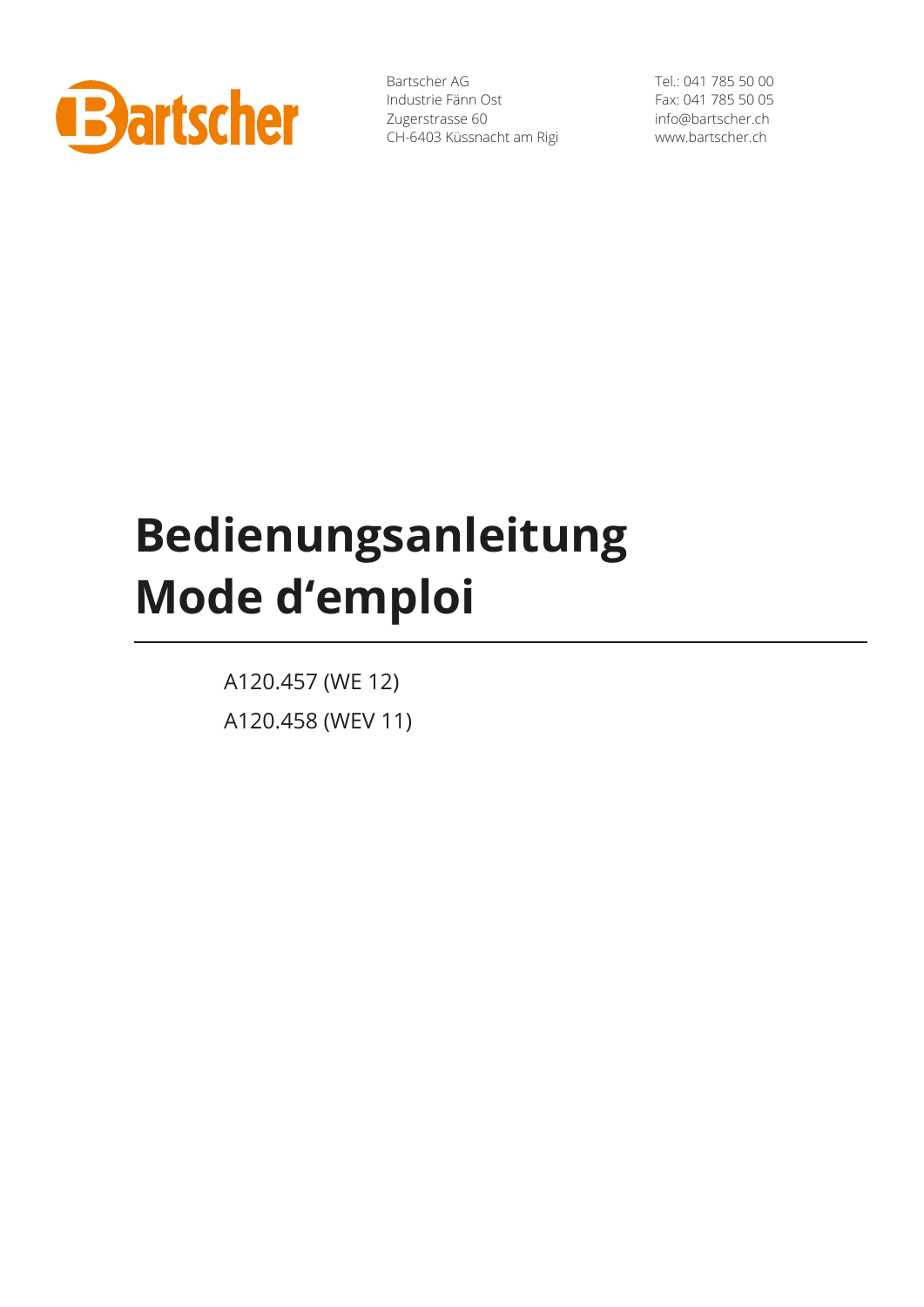Bartscher AG
Industrie Fänn Ost
Zugerstrasse 60
CH-6403 Küssnacht am Rigi

Tel.: 041 785 50 00
Fax: 041 785 50 05
info@bartscher.ch
www.bartscher.ch

# Bedienungsanleitung
# Mode d'emploi

A120.457 (WE 12)

A120.458 (WEV 11)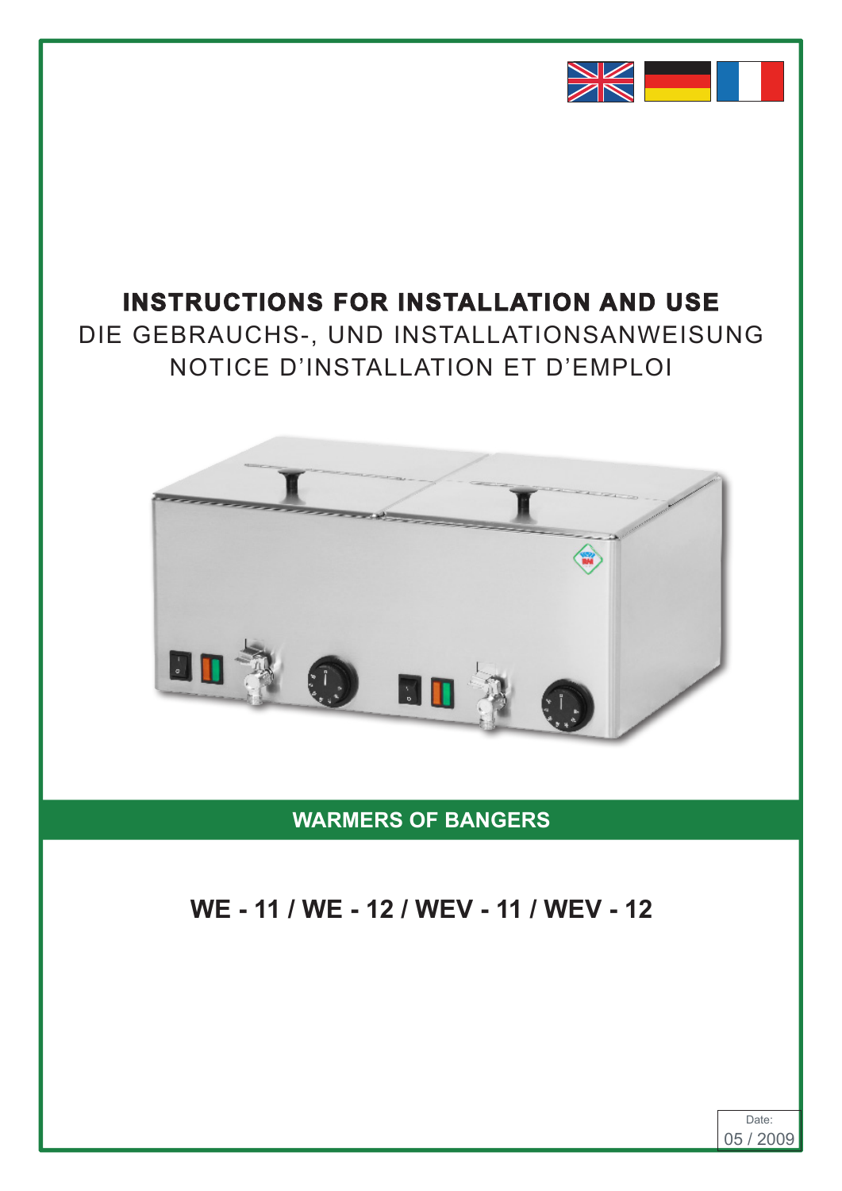# INSTRUCTIONS FOR INSTALLATION AND USE

DIE GEBRAUCHS-, UND INSTALLATIONSANWEISUNG

NOTICE D'INSTALLATION ET D'EMPLOI

## WARMERS OF BANGERS

## WE - 11 / WE - 12 / WEV - 11 / WEV - 12

Date:
05 / 2009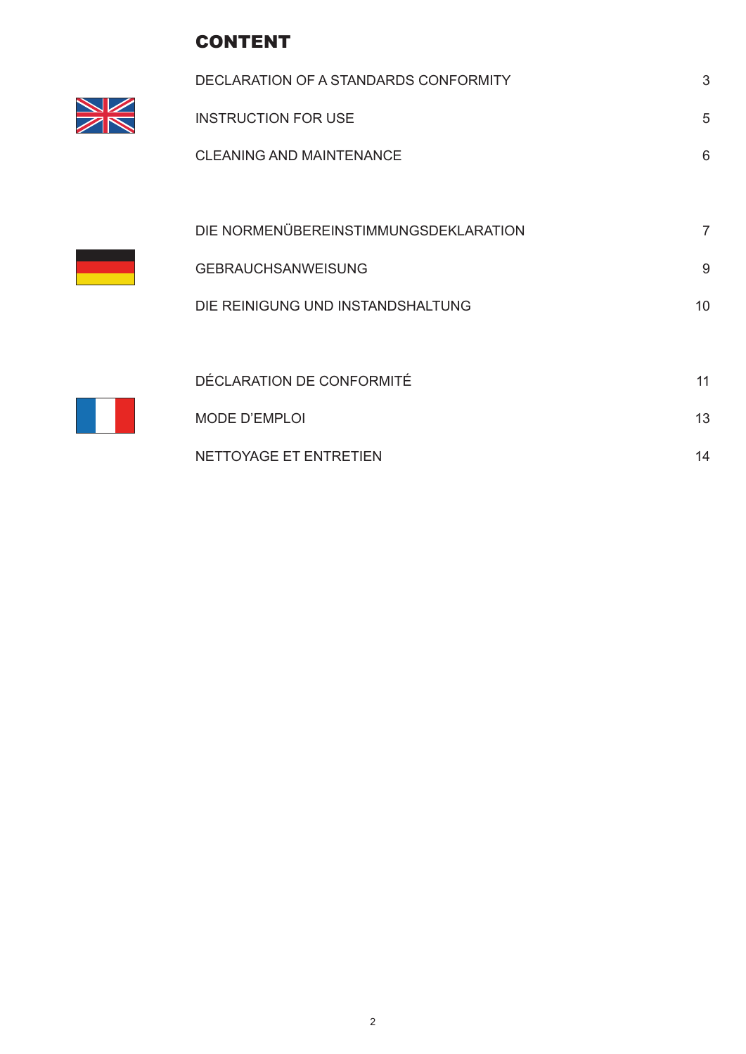# CONTENT

| | |
|---|---|
| DECLARATION OF A STANDARDS CONFORMITY | 3 |
| INSTRUCTION FOR USE | 5 |
| CLEANING AND MAINTENANCE | 6 |
| | |
| DIE NORMENÜBEREINSTIMMUNGSDEKLARATION | 7 |
| GEBRAUCHSANWEISUNG | 9 |
| DIE REINIGUNG UND INSTANDSHALTUNG | 10 |
| | |
| DÉCLARATION DE CONFORMITÉ | 11 |
| MODE D'EMPLOI | 13 |
| NETTOYAGE ET ENTRETIEN | 14 |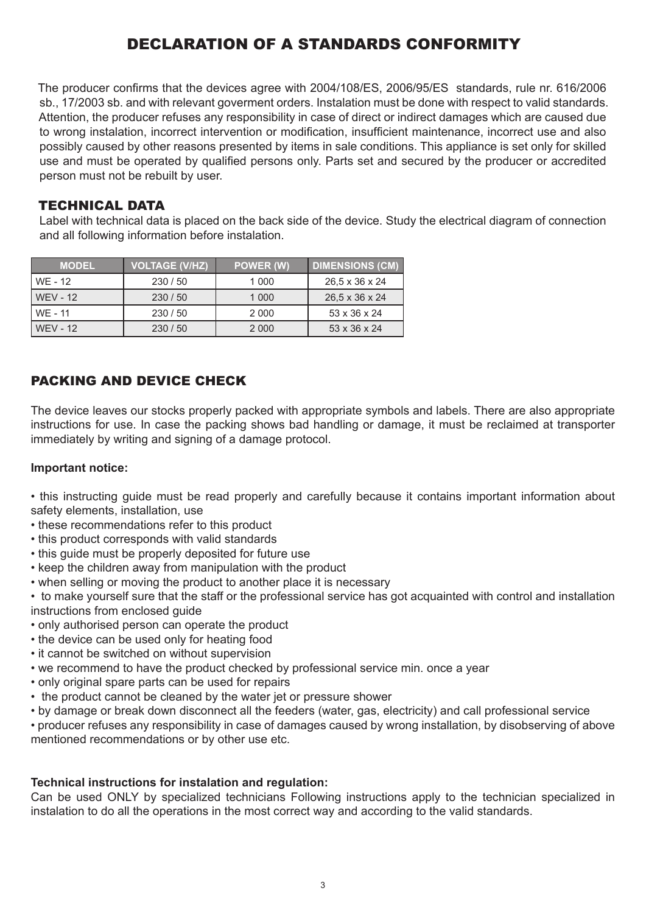# DECLARATION OF A STANDARDS CONFORMITY

The producer confirms that the devices agree with 2004/108/ES, 2006/95/ES standards, rule nr. 616/2006 sb., 17/2003 sb. and with relevant goverment orders. Instalation must be done with respect to valid standards. Attention, the producer refuses any responsibility in case of direct or indirect damages which are caused due to wrong instalation, incorrect intervention or modification, insufficient maintenance, incorrect use and also possibly caused by other reasons presented by items in sale conditions. This appliance is set only for skilled use and must be operated by qualified persons only. Parts set and secured by the producer or accredited person must not be rebuilt by user.

## TECHNICAL DATA

Label with technical data is placed on the back side of the device. Study the electrical diagram of connection and all following information before instalation.

| MODEL | VOLTAGE (V/HZ) | POWER (W) | DIMENSIONS (CM) |
|---|---|---|---|
| WE - 12 | 230 / 50 | 1 000 | 26,5 x 36 x 24 |
| WEV - 12 | 230 / 50 | 1 000 | 26,5 x 36 x 24 |
| WE - 11 | 230 / 50 | 2 000 | 53 x 36 x 24 |
| WEV - 12 | 230 / 50 | 2 000 | 53 x 36 x 24 |

## PACKING AND DEVICE CHECK

The device leaves our stocks properly packed with appropriate symbols and labels. There are also appropriate instructions for use. In case the packing shows bad handling or damage, it must be reclaimed at transporter immediately by writing and signing of a damage protocol.

**Important notice:**

- this instructing guide must be read properly and carefully because it contains important information about safety elements, installation, use
- these recommendations refer to this product
- this product corresponds with valid standards
- this guide must be properly deposited for future use
- keep the children away from manipulation with the product
- when selling or moving the product to another place it is necessary
- to make yourself sure that the staff or the professional service has got acquainted with control and installation instructions from enclosed guide
- only authorised person can operate the product
- the device can be used only for heating food
- it cannot be switched on without supervision
- we recommend to have the product checked by professional service min. once a year
- only original spare parts can be used for repairs
- the product cannot be cleaned by the water jet or pressure shower
- by damage or break down disconnect all the feeders (water, gas, electricity) and call professional service
- producer refuses any responsibility in case of damages caused by wrong installation, by disobserving of above mentioned recommendations or by other use etc.

**Technical instructions for instalation and regulation:**
Can be used ONLY by specialized technicians Following instructions apply to the technician specialized in instalation to do all the operations in the most correct way and according to the valid standards.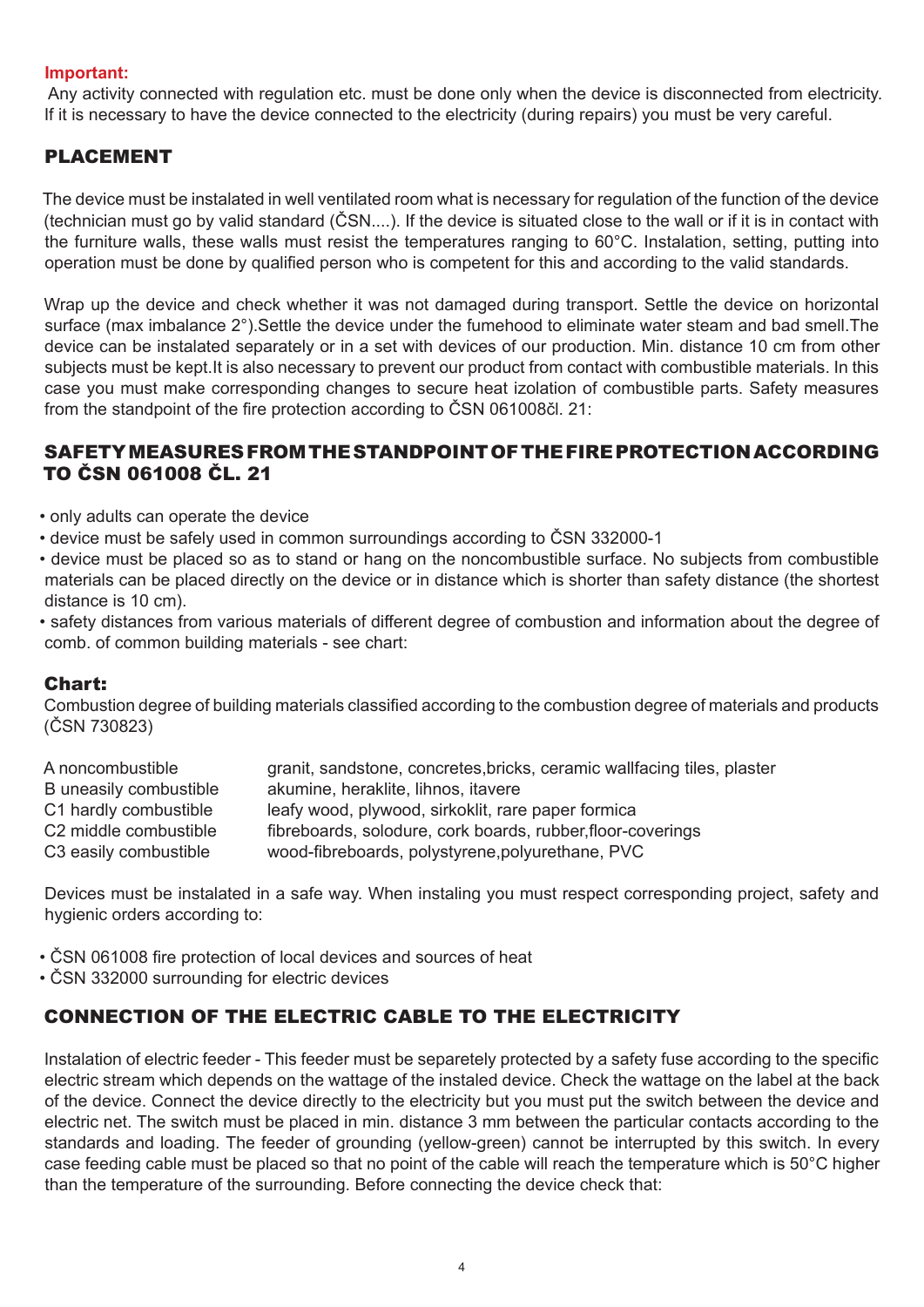**Important:**

Any activity connected with regulation etc. must be done only when the device is disconnected from electricity. If it is necessary to have the device connected to the electricity (during repairs) you must be very careful.

## PLACEMENT

The device must be instalated in well ventilated room what is necessary for regulation of the function of the device (technician must go by valid standard (ČSN....). If the device is situated close to the wall or if it is in contact with the furniture walls, these walls must resist the temperatures ranging to 60°C. Instalation, setting, putting into operation must be done by qualified person who is competent for this and according to the valid standards.

Wrap up the device and check whether it was not damaged during transport. Settle the device on horizontal surface (max imbalance 2°).Settle the device under the fumehood to eliminate water steam and bad smell.The device can be instalated separately or in a set with devices of our production. Min. distance 10 cm from other subjects must be kept.It is also necessary to prevent our product from contact with combustible materials. In this case you must make corresponding changes to secure heat izolation of combustible parts. Safety measures from the standpoint of the fire protection according to ČSN 061008čl. 21:

## SAFETY MEASURES FROM THE STANDPOINT OF THE FIRE PROTECTION ACCORDING TO ČSN 061008 ČL. 21

- only adults can operate the device
- device must be safely used in common surroundings according to ČSN 332000-1
- device must be placed so as to stand or hang on the noncombustible surface. No subjects from combustible materials can be placed directly on the device or in distance which is shorter than safety distance (the shortest distance is 10 cm).
- safety distances from various materials of different degree of combustion and information about the degree of comb. of common building materials - see chart:

## Chart:

Combustion degree of building materials classified according to the combustion degree of materials and products (ČSN 730823)

| | |
|---|---|
| A noncombustible | granit, sandstone, concretes,bricks, ceramic wallfacing tiles, plaster |
| B uneasily combustible | akumine, heraklite, lihnos, itavere |
| C1 hardly combustible | leafy wood, plywood, sirkoklit, rare paper formica |
| C2 middle combustible | fibreboards, solodure, cork boards, rubber,floor-coverings |
| C3 easily combustible | wood-fibreboards, polystyrene,polyurethane, PVC |

Devices must be instalated in a safe way. When instaling you must respect corresponding project, safety and hygienic orders according to:

- ČSN 061008 fire protection of local devices and sources of heat
- ČSN 332000 surrounding for electric devices

## CONNECTION OF THE ELECTRIC CABLE TO THE ELECTRICITY

Instalation of electric feeder - This feeder must be separetely protected by a safety fuse according to the specific electric stream which depends on the wattage of the instaled device. Check the wattage on the label at the back of the device. Connect the device directly to the electricity but you must put the switch between the device and electric net. The switch must be placed in min. distance 3 mm between the particular contacts according to the standards and loading. The feeder of grounding (yellow-green) cannot be interrupted by this switch. In every case feeding cable must be placed so that no point of the cable will reach the temperature which is 50°C higher than the temperature of the surrounding. Before connecting the device check that: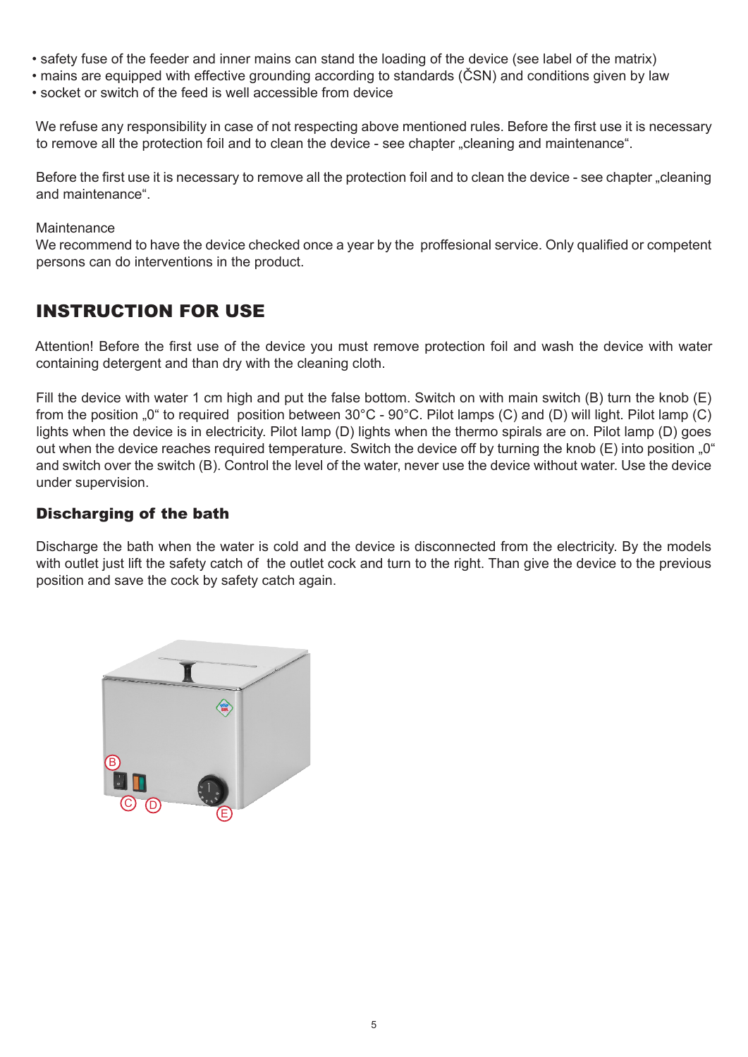- safety fuse of the feeder and inner mains can stand the loading of the device (see label of the matrix)
- mains are equipped with effective grounding according to standards (ČSN) and conditions given by law
- socket or switch of the feed is well accessible from device

We refuse any responsibility in case of not respecting above mentioned rules. Before the first use it is necessary to remove all the protection foil and to clean the device - see chapter „cleaning and maintenance".

Before the first use it is necessary to remove all the protection foil and to clean the device - see chapter „cleaning and maintenance".

Maintenance
We recommend to have the device checked once a year by the proffesional service. Only qualified or competent persons can do interventions in the product.

## INSTRUCTION FOR USE

Attention! Before the first use of the device you must remove protection foil and wash the device with water containing detergent and than dry with the cleaning cloth.

Fill the device with water 1 cm high and put the false bottom. Switch on with main switch (B) turn the knob (E) from the position „0" to required position between 30°C - 90°C. Pilot lamps (C) and (D) will light. Pilot lamp (C) lights when the device is in electricity. Pilot lamp (D) lights when the thermo spirals are on. Pilot lamp (D) goes out when the device reaches required temperature. Switch the device off by turning the knob (E) into position „0" and switch over the switch (B). Control the level of the water, never use the device without water. Use the device under supervision.

### Discharging of the bath

Discharge the bath when the water is cold and the device is disconnected from the electricity. By the models with outlet just lift the safety catch of the outlet cock and turn to the right. Than give the device to the previous position and save the cock by safety catch again.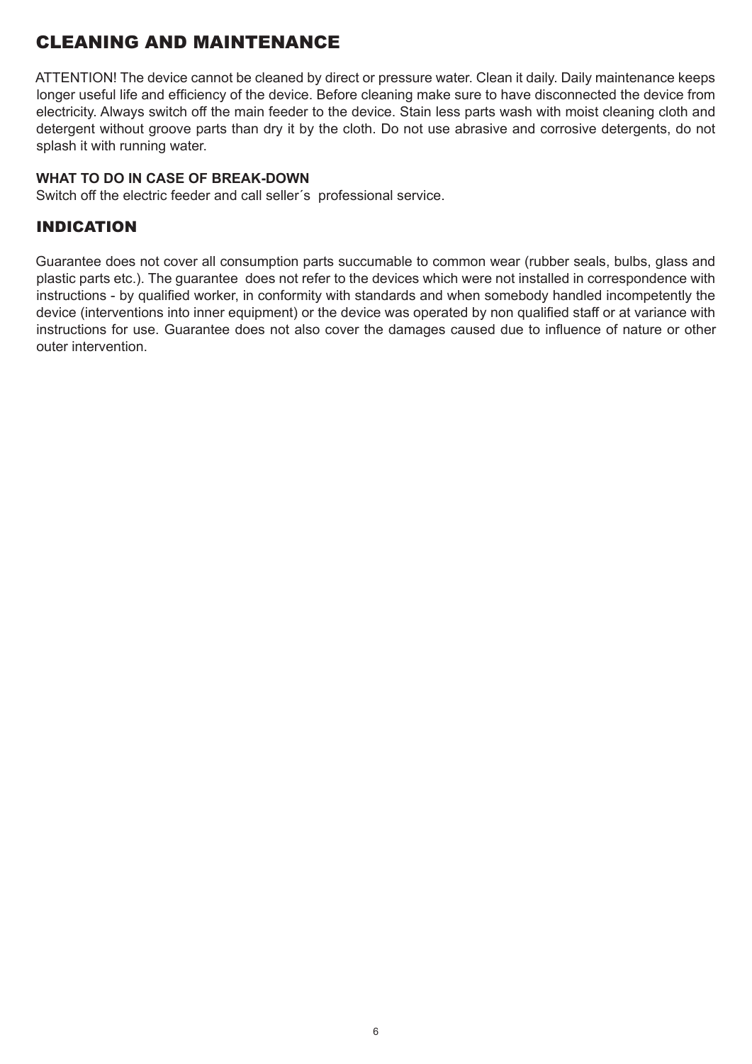## CLEANING AND MAINTENANCE

ATTENTION! The device cannot be cleaned by direct or pressure water. Clean it daily. Daily maintenance keeps longer useful life and efficiency of the device. Before cleaning make sure to have disconnected the device from electricity. Always switch off the main feeder to the device. Stain less parts wash with moist cleaning cloth and detergent without groove parts than dry it by the cloth. Do not use abrasive and corrosive detergents, do not splash it with running water.

**WHAT TO DO IN CASE OF BREAK-DOWN**

Switch off the electric feeder and call seller´s professional service.

## INDICATION

Guarantee does not cover all consumption parts succumable to common wear (rubber seals, bulbs, glass and plastic parts etc.). The guarantee does not refer to the devices which were not installed in correspondence with instructions - by qualified worker, in conformity with standards and when somebody handled incompetently the device (interventions into inner equipment) or the device was operated by non qualified staff or at variance with instructions for use. Guarantee does not also cover the damages caused due to influence of nature or other outer intervention.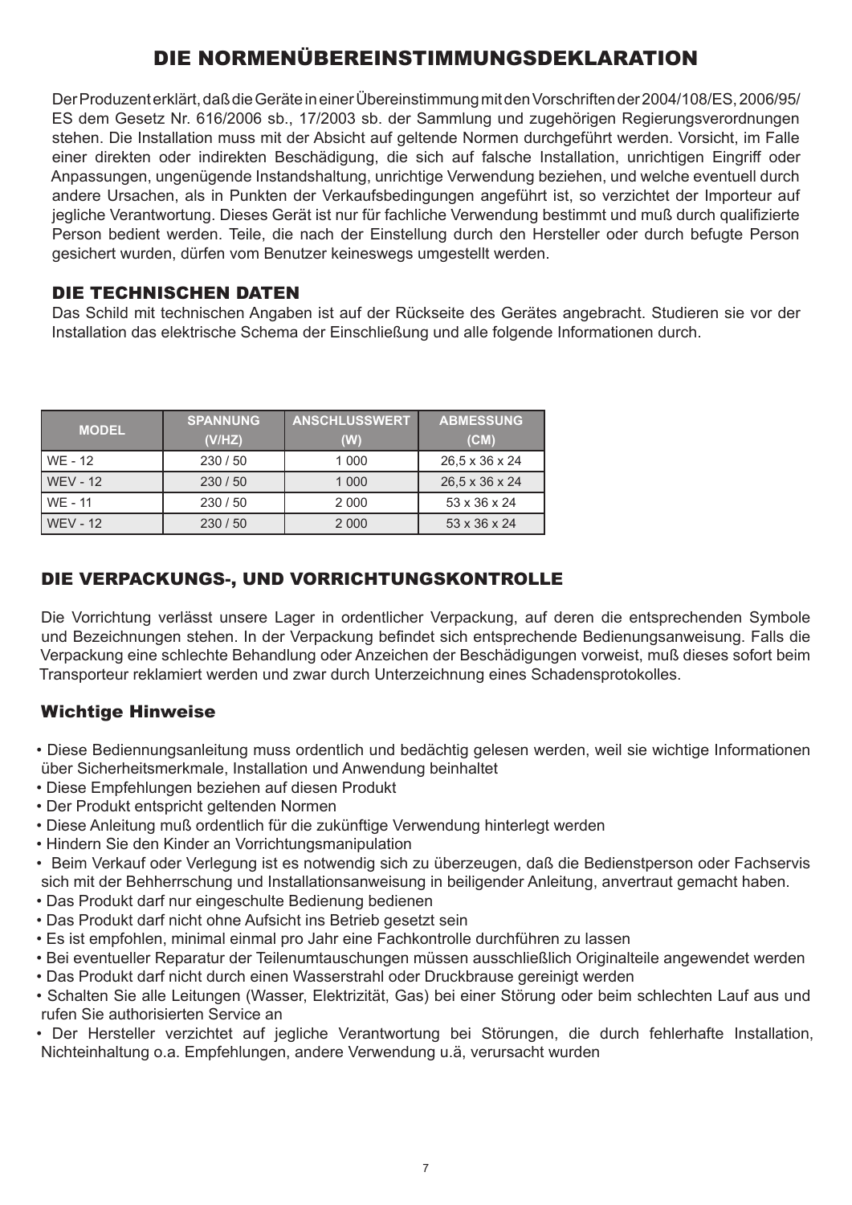# DIE NORMENÜBEREINSTIMMUNGSDEKLARATION

Der Produzent erklärt, daß die Geräte in einer Übereinstimmung mit den Vorschriften der 2004/108/ES, 2006/95/ES dem Gesetz Nr. 616/2006 sb., 17/2003 sb. der Sammlung und zugehörigen Regierungsverordnungen stehen. Die Installation muss mit der Absicht auf geltende Normen durchgeführt werden. Vorsicht, im Falle einer direkten oder indirekten Beschädigung, die sich auf falsche Installation, unrichtigen Eingriff oder Anpassungen, ungenügende Instandshaltung, unrichtige Verwendung beziehen, und welche eventuell durch andere Ursachen, als in Punkten der Verkaufsbedingungen angeführt ist, so verzichtet der Importeur auf jegliche Verantwortung. Dieses Gerät ist nur für fachliche Verwendung bestimmt und muß durch qualifizierte Person bedient werden. Teile, die nach der Einstellung durch den Hersteller oder durch befugte Person gesichert wurden, dürfen vom Benutzer keineswegs umgestellt werden.

## DIE TECHNISCHEN DATEN

Das Schild mit technischen Angaben ist auf der Rückseite des Gerätes angebracht. Studieren sie vor der Installation das elektrische Schema der Einschließung und alle folgende Informationen durch.

| MODEL | SPANNUNG (V/HZ) | ANSCHLUSSWERT (W) | ABMESSUNG (CM) |
|---|---|---|---|
| WE - 12 | 230 / 50 | 1 000 | 26,5 x 36 x 24 |
| WEV - 12 | 230 / 50 | 1 000 | 26,5 x 36 x 24 |
| WE - 11 | 230 / 50 | 2 000 | 53 x 36 x 24 |
| WEV - 12 | 230 / 50 | 2 000 | 53 x 36 x 24 |

## DIE VERPACKUNGS-, UND VORRICHTUNGSKONTROLLE

Die Vorrichtung verlässt unsere Lager in ordentlicher Verpackung, auf deren die entsprechenden Symbole und Bezeichnungen stehen. In der Verpackung befindet sich entsprechende Bedienungsanweisung. Falls die Verpackung eine schlechte Behandlung oder Anzeichen der Beschädigungen vorweist, muß dieses sofort beim Transporteur reklamiert werden und zwar durch Unterzeichnung eines Schadensprotokolles.

## Wichtige Hinweise

- Diese Bediennungsanleitung muss ordentlich und bedächtig gelesen werden, weil sie wichtige Informationen über Sicherheitsmerkmale, Installation und Anwendung beinhaltet
- Diese Empfehlungen beziehen auf diesen Produkt
- Der Produkt entspricht geltenden Normen
- Diese Anleitung muß ordentlich für die zukünftige Verwendung hinterlegt werden
- Hindern Sie den Kinder an Vorrichtungsmanipulation
- Beim Verkauf oder Verlegung ist es notwendig sich zu überzeugen, daß die Bedienstperson oder Fachservis sich mit der Behherrschung und Installationsanweisung in beiligender Anleitung, anvertraut gemacht haben.
- Das Produkt darf nur eingeschulte Bedienung bedienen
- Das Produkt darf nicht ohne Aufsicht ins Betrieb gesetzt sein
- Es ist empfohlen, minimal einmal pro Jahr eine Fachkontrolle durchführen zu lassen
- Bei eventueller Reparatur der Teilenumtauschungen müssen ausschließlich Originalteile angewendet werden
- Das Produkt darf nicht durch einen Wasserstrahl oder Druckbrause gereinigt werden
- Schalten Sie alle Leitungen (Wasser, Elektrizität, Gas) bei einer Störung oder beim schlechten Lauf aus und rufen Sie authorisierten Service an
- Der Hersteller verzichtet auf jegliche Verantwortung bei Störungen, die durch fehlerhafte Installation, Nichteinhaltung o.a. Empfehlungen, andere Verwendung u.ä, verursacht wurden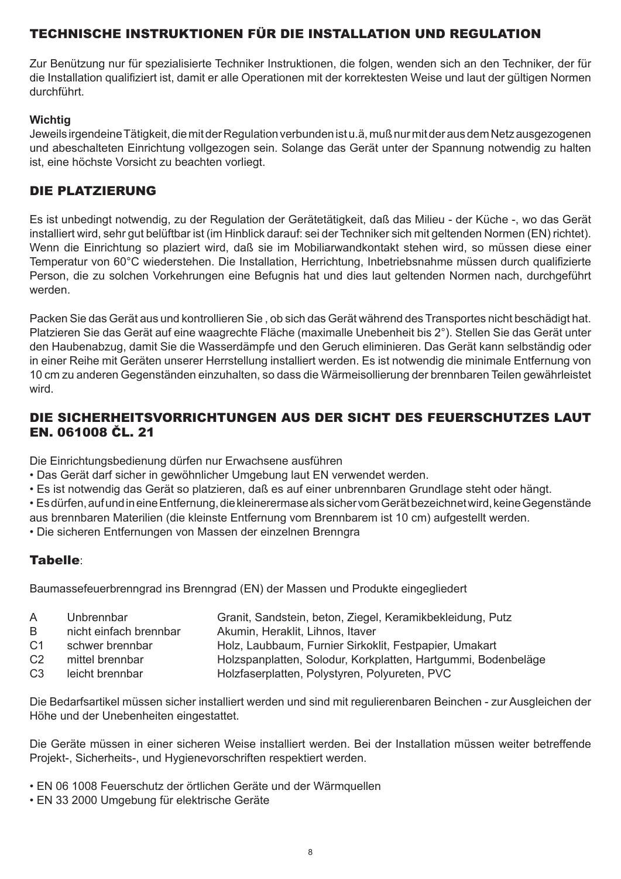## TECHNISCHE INSTRUKTIONEN FÜR DIE INSTALLATION UND REGULATION

Zur Benützung nur für spezialisierte Techniker Instruktionen, die folgen, wenden sich an den Techniker, der für die Installation qualifiziert ist, damit er alle Operationen mit der korrektesten Weise und laut der gültigen Normen durchführt.

**Wichtig**

Jeweils irgendeine Tätigkeit, die mit der Regulation verbunden ist u.ä, muß nur mit der aus dem Netz ausgezogenen und abeschalteten Einrichtung vollgezogen sein. Solange das Gerät unter der Spannung notwendig zu halten ist, eine höchste Vorsicht zu beachten vorliegt.

## DIE PLATZIERUNG

Es ist unbedingt notwendig, zu der Regulation der Gerätetätigkeit, daß das Milieu - der Küche -, wo das Gerät installiert wird, sehr gut belüftbar ist (im Hinblick darauf: sei der Techniker sich mit geltenden Normen (EN) richtet). Wenn die Einrichtung so plaziert wird, daß sie im Mobiliarwandkontakt stehen wird, so müssen diese einer Temperatur von 60°C wiederstehen. Die Installation, Herrichtung, Inbetriebsnahme müssen durch qualifizierte Person, die zu solchen Vorkehrungen eine Befugnis hat und dies laut geltenden Normen nach, durchgeführt werden.

Packen Sie das Gerät aus und kontrollieren Sie , ob sich das Gerät während des Transportes nicht beschädigt hat. Platzieren Sie das Gerät auf eine waagrechte Fläche (maximalle Unebenheit bis 2°). Stellen Sie das Gerät unter den Haubenabzug, damit Sie die Wasserdämpfe und den Geruch eliminieren. Das Gerät kann selbständig oder in einer Reihe mit Geräten unserer Herrstellung installiert werden. Es ist notwendig die minimale Entfernung von 10 cm zu anderen Gegenständen einzuhalten, so dass die Wärmeisollierung der brennbaren Teilen gewährleistet wird.

## DIE SICHERHEITSVORRICHTUNGEN AUS DER SICHT DES FEUERSCHUTZES LAUT EN. 061008 ČL. 21

Die Einrichtungsbedienung dürfen nur Erwachsene ausführen

- Das Gerät darf sicher in gewöhnlicher Umgebung laut EN verwendet werden.
- Es ist notwendig das Gerät so platzieren, daß es auf einer unbrennbaren Grundlage steht oder hängt.
- Es dürfen, auf und in eine Entfernung, die kleinerermase als sicher vom Gerät bezeichnet wird, keine Gegenstände aus brennbaren Materilien (die kleinste Entfernung vom Brennbarem ist 10 cm) aufgestellt werden.
- Die sicheren Entfernungen von Massen der einzelnen Brenngra

### Tabelle:

Baumassefeuerbrenngrad ins Brenngrad (EN) der Massen und Produkte eingegliedert

| | | |
|---|---|---|
| A | Unbrennbar | Granit, Sandstein, beton, Ziegel, Keramikbekleidung, Putz |
| B | nicht einfach brennbar | Akumin, Heraklit, Lihnos, Itaver |
| C1 | schwer brennbar | Holz, Laubbaum, Furnier Sirkoklit, Festpapier, Umakart |
| C2 | mittel brennbar | Holzspanplatten, Solodur, Korkplatten, Hartgummi, Bodenbeläge |
| C3 | leicht brennbar | Holzfaserplatten, Polystyren, Polyureten, PVC |

Die Bedarfsartikel müssen sicher installiert werden und sind mit regulierenbaren Beinchen - zur Ausgleichen der Höhe und der Unebenheiten eingestattet.

Die Geräte müssen in einer sicheren Weise installiert werden. Bei der Installation müssen weiter betreffende Projekt-, Sicherheits-, und Hygienevorschriften respektiert werden.

- EN 06 1008 Feuerschutz der örtlichen Geräte und der Wärmquellen
- EN 33 2000 Umgebung für elektrische Geräte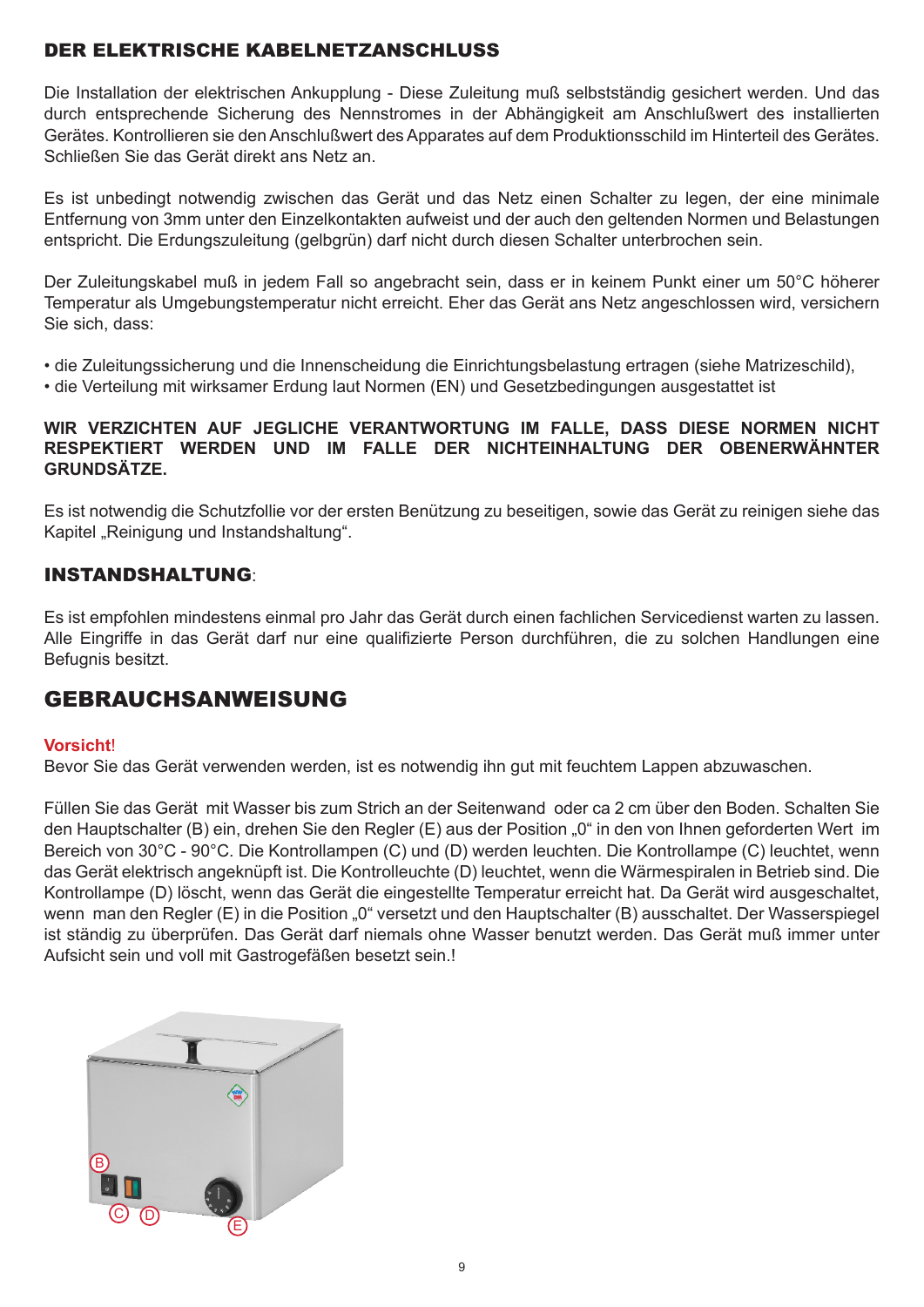## DER ELEKTRISCHE KABELNETZANSCHLUSS

Die Installation der elektrischen Ankupplung - Diese Zuleitung muß selbstständig gesichert werden. Und das durch entsprechende Sicherung des Nennstromes in der Abhängigkeit am Anschlußwert des installierten Gerätes. Kontrollieren sie den Anschlußwert des Apparates auf dem Produktionsschild im Hinterteil des Gerätes. Schließen Sie das Gerät direkt ans Netz an.

Es ist unbedingt notwendig zwischen das Gerät und das Netz einen Schalter zu legen, der eine minimale Entfernung von 3mm unter den Einzelkontakten aufweist und der auch den geltenden Normen und Belastungen entspricht. Die Erdungszuleitung (gelbgrün) darf nicht durch diesen Schalter unterbrochen sein.

Der Zuleitungskabel muß in jedem Fall so angebracht sein, dass er in keinem Punkt einer um 50°C höherer Temperatur als Umgebungstemperatur nicht erreicht. Eher das Gerät ans Netz angeschlossen wird, versichern Sie sich, dass:

- die Zuleitungssicherung und die Innenscheidung die Einrichtungsbelastung ertragen (siehe Matrizeschild),
- die Verteilung mit wirksamer Erdung laut Normen (EN) und Gesetzbedingungen ausgestattet ist

**WIR VERZICHTEN AUF JEGLICHE VERANTWORTUNG IM FALLE, DASS DIESE NORMEN NICHT RESPEKTIERT WERDEN UND IM FALLE DER NICHTEINHALTUNG DER OBENERWÄHNTER GRUNDSÄTZE.**

Es ist notwendig die Schutzfollie vor der ersten Benützung zu beseitigen, sowie das Gerät zu reinigen siehe das Kapitel „Reinigung und Instandshaltung".

## INSTANDSHALTUNG:

Es ist empfohlen mindestens einmal pro Jahr das Gerät durch einen fachlichen Servicedienst warten zu lassen. Alle Eingriffe in das Gerät darf nur eine qualifizierte Person durchführen, die zu solchen Handlungen eine Befugnis besitzt.

# GEBRAUCHSANWEISUNG

**Vorsicht!**
Bevor Sie das Gerät verwenden werden, ist es notwendig ihn gut mit feuchtem Lappen abzuwaschen.

Füllen Sie das Gerät mit Wasser bis zum Strich an der Seitenwand oder ca 2 cm über den Boden. Schalten Sie den Hauptschalter (B) ein, drehen Sie den Regler (E) aus der Position „0" in den von Ihnen geforderten Wert im Bereich von 30°C - 90°C. Die Kontrollampen (C) und (D) werden leuchten. Die Kontrollampe (C) leuchtet, wenn das Gerät elektrisch angeknüpft ist. Die Kontrolleuchte (D) leuchtet, wenn die Wärmespiralen in Betrieb sind. Die Kontrollampe (D) löscht, wenn das Gerät die eingestellte Temperatur erreicht hat. Da Gerät wird ausgeschaltet, wenn man den Regler (E) in die Position „0" versetzt und den Hauptschalter (B) ausschaltet. Der Wasserspiegel ist ständig zu überprüfen. Das Gerät darf niemals ohne Wasser benutzt werden. Das Gerät muß immer unter Aufsicht sein und voll mit Gastrogefäßen besetzt sein.!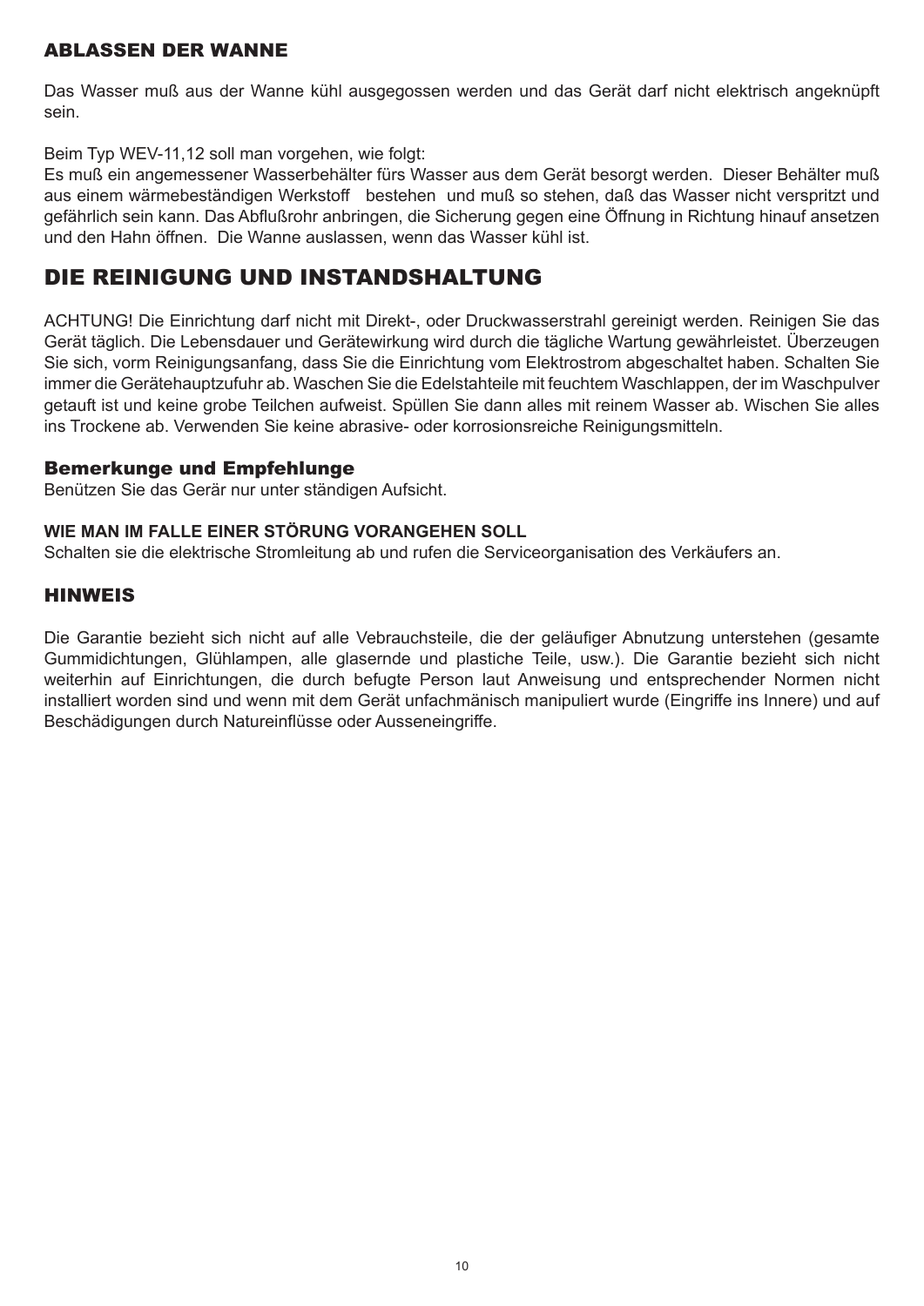## ABLASSEN DER WANNE

Das Wasser muß aus der Wanne kühl ausgegossen werden und das Gerät darf nicht elektrisch angeknüpft sein.

Beim Typ WEV-11,12 soll man vorgehen, wie folgt:
Es muß ein angemessener Wasserbehälter fürs Wasser aus dem Gerät besorgt werden. Dieser Behälter muß aus einem wärmebeständigen Werkstoff bestehen und muß so stehen, daß das Wasser nicht verspritzt und gefährlich sein kann. Das Abflußrohr anbringen, die Sicherung gegen eine Öffnung in Richtung hinauf ansetzen und den Hahn öffnen. Die Wanne auslassen, wenn das Wasser kühl ist.

# DIE REINIGUNG UND INSTANDSHALTUNG

ACHTUNG! Die Einrichtung darf nicht mit Direkt-, oder Druckwasserstrahl gereinigt werden. Reinigen Sie das Gerät täglich. Die Lebensdauer und Gerätewirkung wird durch die tägliche Wartung gewährleistet. Überzeugen Sie sich, vorm Reinigungsanfang, dass Sie die Einrichtung vom Elektrostrom abgeschaltet haben. Schalten Sie immer die Gerätehauptzufuhr ab. Waschen Sie die Edelstahteile mit feuchtem Waschlappen, der im Waschpulver getauft ist und keine grobe Teilchen aufweist. Spüllen Sie dann alles mit reinem Wasser ab. Wischen Sie alles ins Trockene ab. Verwenden Sie keine abrasive- oder korrosionsreiche Reinigungsmitteln.

### Bemerkunge und Empfehlunge

Benützen Sie das Gerär nur unter ständigen Aufsicht.

**WIE MAN IM FALLE EINER STÖRUNG VORANGEHEN SOLL**

Schalten sie die elektrische Stromleitung ab und rufen die Serviceorganisation des Verkäufers an.

## HINWEIS

Die Garantie bezieht sich nicht auf alle Vebrauchsteile, die der geläufiger Abnutzung unterstehen (gesamte Gummidichtungen, Glühlampen, alle glasernde und plastiche Teile, usw.). Die Garantie bezieht sich nicht weiterhin auf Einrichtungen, die durch befugte Person laut Anweisung und entsprechender Normen nicht installiert worden sind und wenn mit dem Gerät unfachmänisch manipuliert wurde (Eingriffe ins Innere) und auf Beschädigungen durch Natureinflüsse oder Ausseneingriffe.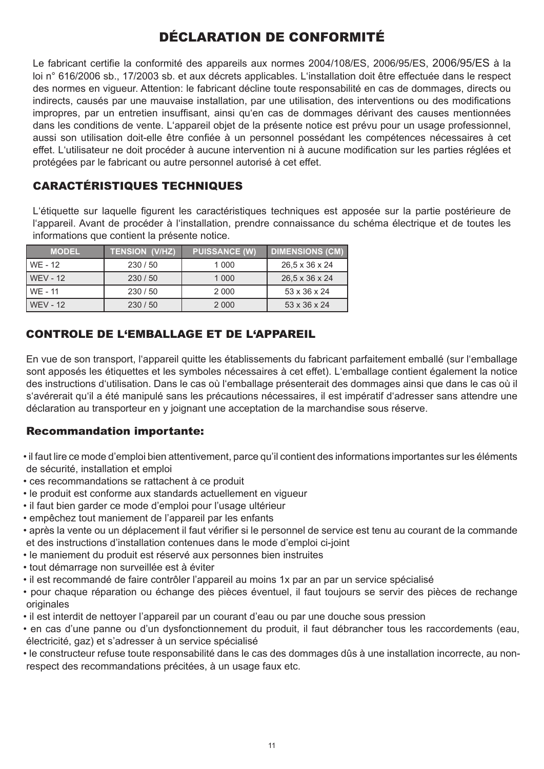# DÉCLARATION DE CONFORMITÉ

Le fabricant certifie la conformité des appareils aux normes 2004/108/ES, 2006/95/ES, 2006/95/ES à la loi n° 616/2006 sb., 17/2003 sb. et aux décrets applicables. L'installation doit être effectuée dans le respect des normes en vigueur. Attention: le fabricant décline toute responsabilité en cas de dommages, directs ou indirects, causés par une mauvaise installation, par une utilisation, des interventions ou des modifications impropres, par un entretien insuffisant, ainsi qu'en cas de dommages dérivant des causes mentionnées dans les conditions de vente. L'appareil objet de la présente notice est prévu pour un usage professionnel, aussi son utilisation doit-elle être confiée à un personnel possédant les compétences nécessaires à cet effet. L'utilisateur ne doit procéder à aucune intervention ni à aucune modification sur les parties réglées et protégées par le fabricant ou autre personnel autorisé à cet effet.

## CARACTÉRISTIQUES TECHNIQUES

L'étiquette sur laquelle figurent les caractéristiques techniques est apposée sur la partie postérieure de l'appareil. Avant de procéder à l'installation, prendre connaissance du schéma électrique et de toutes les informations que contient la présente notice.

| MODEL | TENSION (V/HZ) | PUISSANCE (W) | DIMENSIONS (CM) |
|---|---|---|---|
| WE - 12 | 230 / 50 | 1 000 | 26,5 x 36 x 24 |
| WEV - 12 | 230 / 50 | 1 000 | 26,5 x 36 x 24 |
| WE - 11 | 230 / 50 | 2 000 | 53 x 36 x 24 |
| WEV - 12 | 230 / 50 | 2 000 | 53 x 36 x 24 |

## CONTROLE DE L'EMBALLAGE ET DE L'APPAREIL

En vue de son transport, l'appareil quitte les établissements du fabricant parfaitement emballé (sur l'emballage sont apposés les étiquettes et les symboles nécessaires à cet effet). L'emballage contient également la notice des instructions d'utilisation. Dans le cas où l'emballage présenterait des dommages ainsi que dans le cas où il s'avérerait qu'il a été manipulé sans les précautions nécessaires, il est impératif d'adresser sans attendre une déclaration au transporteur en y joignant une acceptation de la marchandise sous réserve.

## Recommandation importante:

- il faut lire ce mode d'emploi bien attentivement, parce qu'il contient des informations importantes sur les éléments de sécurité, installation et emploi
- ces recommandations se rattachent à ce produit
- le produit est conforme aux standards actuellement en vigueur
- il faut bien garder ce mode d'emploi pour l'usage ultérieur
- empêchez tout maniement de l'appareil par les enfants
- après la vente ou un déplacement il faut vérifier si le personnel de service est tenu au courant de la commande et des instructions d'installation contenues dans le mode d'emploi ci-joint
- le maniement du produit est réservé aux personnes bien instruites
- tout démarrage non surveillée est à éviter
- il est recommandé de faire contrôler l'appareil au moins 1x par an par un service spécialisé
- pour chaque réparation ou échange des pièces éventuel, il faut toujours se servir des pièces de rechange originales
- il est interdit de nettoyer l'appareil par un courant d'eau ou par une douche sous pression
- en cas d'une panne ou d'un dysfonctionnement du produit, il faut débrancher tous les raccordements (eau, électricité, gaz) et s'adresser à un service spécialisé
- le constructeur refuse toute responsabilité dans le cas des dommages dûs à une installation incorrecte, au non-respect des recommandations précitées, à un usage faux etc.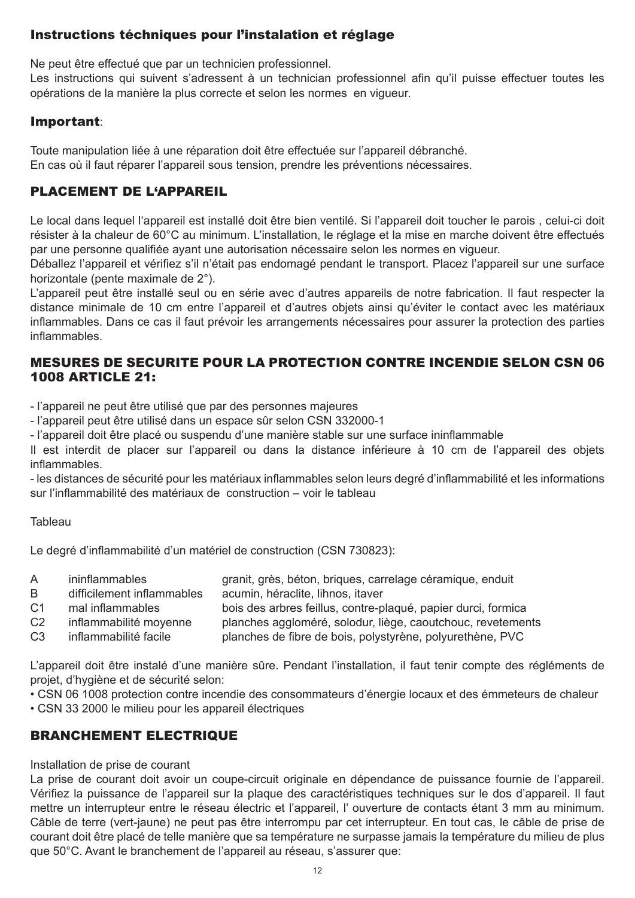## Instructions téchniques pour l'instalation et réglage

Ne peut être effectué que par un technicien professionnel.
Les instructions qui suivent s'adressent à un technician professionnel afin qu'il puisse effectuer toutes les opérations de la manière la plus correcte et selon les normes en vigueur.

### Important:

Toute manipulation liée à une réparation doit être effectuée sur l'appareil débranché.
En cas où il faut réparer l'appareil sous tension, prendre les préventions nécessaires.

## PLACEMENT DE L'APPAREIL

Le local dans lequel l'appareil est installé doit être bien ventilé. Si l'appareil doit toucher le parois , celui-ci doit résister à la chaleur de 60°C au minimum. L'installation, le réglage et la mise en marche doivent être effectués par une personne qualifiée ayant une autorisation nécessaire selon les normes en vigueur.
Déballez l'appareil et vérifiez s'il n'était pas endomagé pendant le transport. Placez l'appareil sur une surface horizontale (pente maximale de 2°).
L'appareil peut être installé seul ou en série avec d'autres appareils de notre fabrication. Il faut respecter la distance minimale de 10 cm entre l'appareil et d'autres objets ainsi qu'éviter le contact avec les matériaux inflammables. Dans ce cas il faut prévoir les arrangements nécessaires pour assurer la protection des parties inflammables.

## MESURES DE SECURITE POUR LA PROTECTION CONTRE INCENDIE SELON CSN 06 1008 ARTICLE 21:

- l'appareil ne peut être utilisé que par des personnes majeures
- l'appareil peut être utilisé dans un espace sûr selon CSN 332000-1
- l'appareil doit être placé ou suspendu d'une manière stable sur une surface ininflammable

Il est interdit de placer sur l'appareil ou dans la distance inférieure à 10 cm de l'appareil des objets inflammables.

- les distances de sécurité pour les matériaux inflammables selon leurs degré d'inflammabilité et les informations sur l'inflammabilité des matériaux de construction – voir le tableau

Tableau

Le degré d'inflammabilité d'un matériel de construction (CSN 730823):

| | | |
|---|---|---|
| A | ininflammables | granit, grès, béton, briques, carrelage céramique, enduit |
| B | difficilement inflammables | acumin, héraclite, lihnos, itaver |
| C1 | mal inflammables | bois des arbres feillus, contre-plaqué, papier durci, formica |
| C2 | inflammabilité moyenne | planches aggloméré, solodur, liège, caoutchouc, revetements |
| C3 | inflammabilité facile | planches de fibre de bois, polystyrène, polyurethène, PVC |

L'appareil doit être instalé d'une manière sûre. Pendant l'installation, il faut tenir compte des régléments de projet, d'hygiène et de sécurité selon:

- CSN 06 1008 protection contre incendie des consommateurs d'énergie locaux et des émmeteurs de chaleur
- CSN 33 2000 le milieu pour les appareil électriques

## BRANCHEMENT ELECTRIQUE

Installation de prise de courant

La prise de courant doit avoir un coupe-circuit originale en dépendance de puissance fournie de l'appareil. Vérifiez la puissance de l'appareil sur la plaque des caractéristiques techniques sur le dos d'appareil. Il faut mettre un interrupteur entre le réseau électric et l'appareil, l' ouverture de contacts étant 3 mm au minimum. Câble de terre (vert-jaune) ne peut pas être interrompu par cet interrupteur. En tout cas, le câble de prise de courant doit être placé de telle manière que sa température ne surpasse jamais la température du milieu de plus que 50°C. Avant le branchement de l'appareil au réseau, s'assurer que: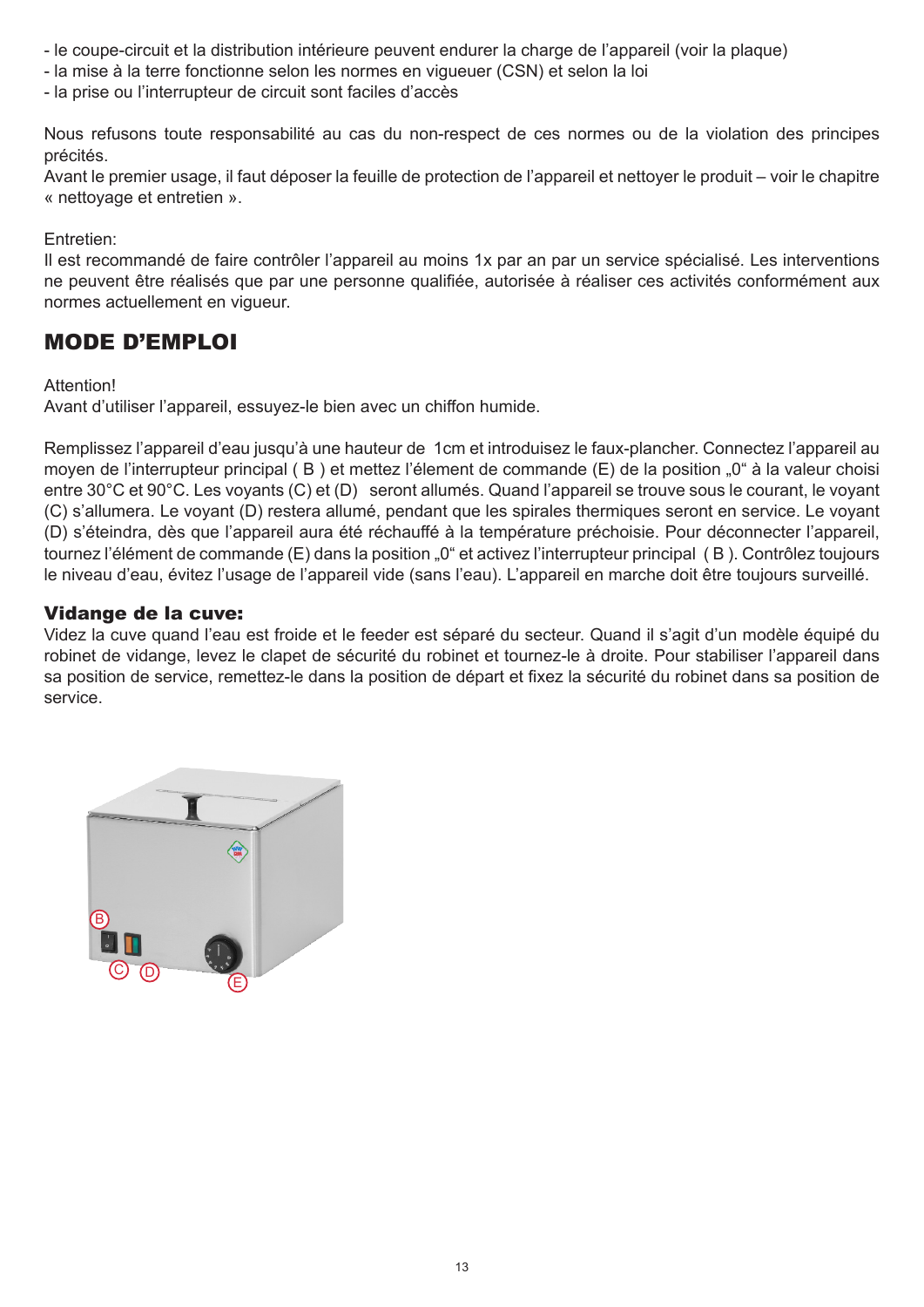- le coupe-circuit et la distribution intérieure peuvent endurer la charge de l'appareil (voir la plaque)
- la mise à la terre fonctionne selon les normes en vigueuer (CSN) et selon la loi
- la prise ou l'interrupteur de circuit sont faciles d'accès

Nous refusons toute responsabilité au cas du non-respect de ces normes ou de la violation des principes précités.
Avant le premier usage, il faut déposer la feuille de protection de l'appareil et nettoyer le produit – voir le chapitre « nettoyage et entretien ».

Entretien:
Il est recommandé de faire contrôler l'appareil au moins 1x par an par un service spécialisé. Les interventions ne peuvent être réalisés que par une personne qualifiée, autorisée à réaliser ces activités conformément aux normes actuellement en vigueur.

## MODE D'EMPLOI

Attention!
Avant d'utiliser l'appareil, essuyez-le bien avec un chiffon humide.

Remplissez l'appareil d'eau jusqu'à une hauteur de 1cm et introduisez le faux-plancher. Connectez l'appareil au moyen de l'interrupteur principal ( B ) et mettez l'élement de commande (E) de la position „0" à la valeur choisi entre 30°C et 90°C. Les voyants (C) et (D) seront allumés. Quand l'appareil se trouve sous le courant, le voyant (C) s'allumera. Le voyant (D) restera allumé, pendant que les spirales thermiques seront en service. Le voyant (D) s'éteindra, dès que l'appareil aura été réchauffé à la température préchoisie. Pour déconnecter l'appareil, tournez l'élément de commande (E) dans la position „0" et activez l'interrupteur principal ( B ). Contrôlez toujours le niveau d'eau, évitez l'usage de l'appareil vide (sans l'eau). L'appareil en marche doit être toujours surveillé.

### Vidange de la cuve:

Videz la cuve quand l'eau est froide et le feeder est séparé du secteur. Quand il s'agit d'un modèle équipé du robinet de vidange, levez le clapet de sécurité du robinet et tournez-le à droite. Pour stabiliser l'appareil dans sa position de service, remettez-le dans la position de départ et fixez la sécurité du robinet dans sa position de service.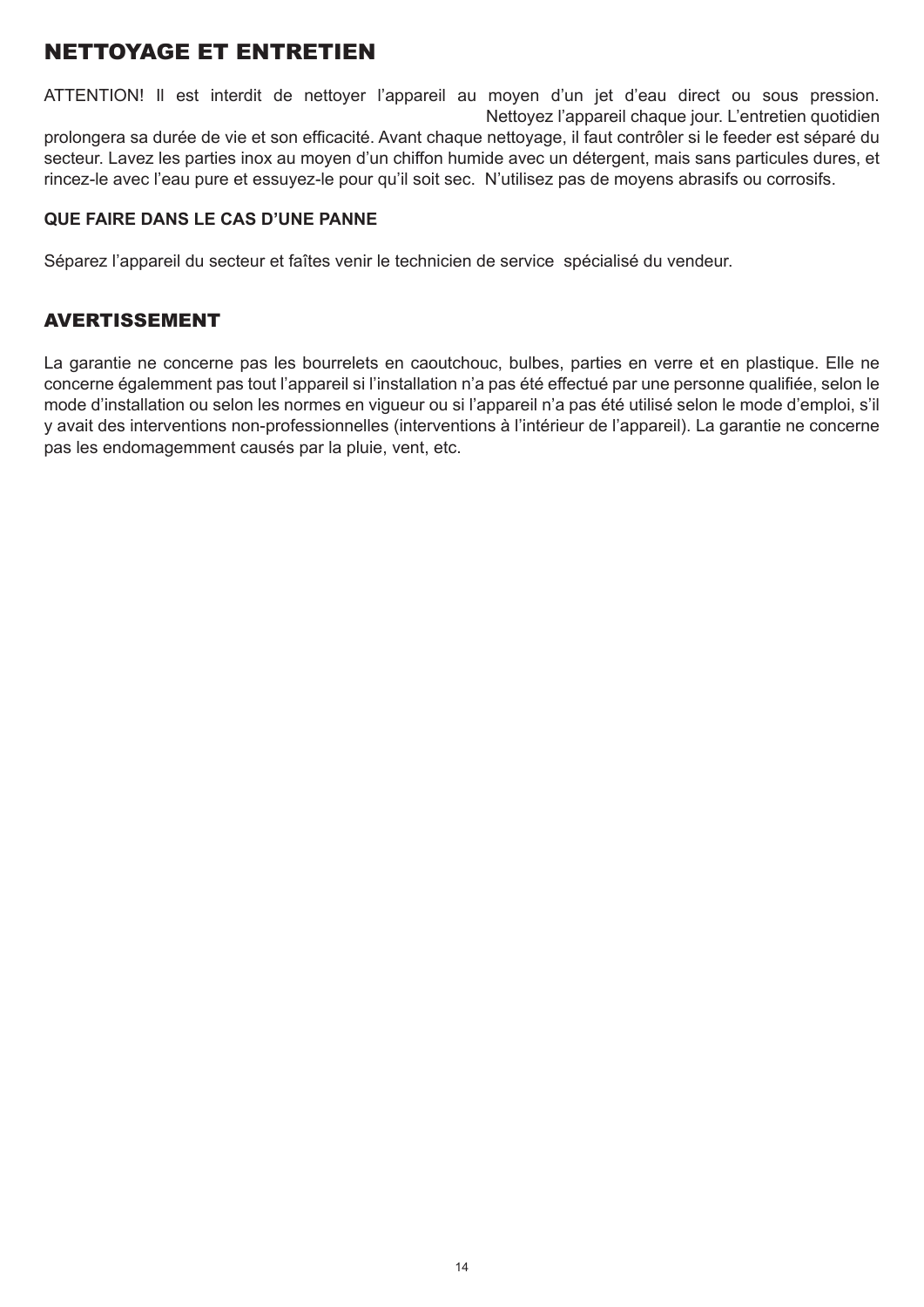# NETTOYAGE ET ENTRETIEN

ATTENTION! Il est interdit de nettoyer l'appareil au moyen d'un jet d'eau direct ou sous pression. Nettoyez l'appareil chaque jour. L'entretien quotidien prolongera sa durée de vie et son efficacité. Avant chaque nettoyage, il faut contrôler si le feeder est séparé du secteur. Lavez les parties inox au moyen d'un chiffon humide avec un détergent, mais sans particules dures, et rincez-le avec l'eau pure et essuyez-le pour qu'il soit sec. N'utilisez pas de moyens abrasifs ou corrosifs.

**QUE FAIRE DANS LE CAS D'UNE PANNE**

Séparez l'appareil du secteur et faîtes venir le technicien de service spécialisé du vendeur.

# AVERTISSEMENT

La garantie ne concerne pas les bourrelets en caoutchouc, bulbes, parties en verre et en plastique. Elle ne concerne égalemment pas tout l'appareil si l'installation n'a pas été effectué par une personne qualifiée, selon le mode d'installation ou selon les normes en vigueur ou si l'appareil n'a pas été utilisé selon le mode d'emploi, s'il y avait des interventions non-professionnelles (interventions à l'intérieur de l'appareil). La garantie ne concerne pas les endomagemment causés par la pluie, vent, etc.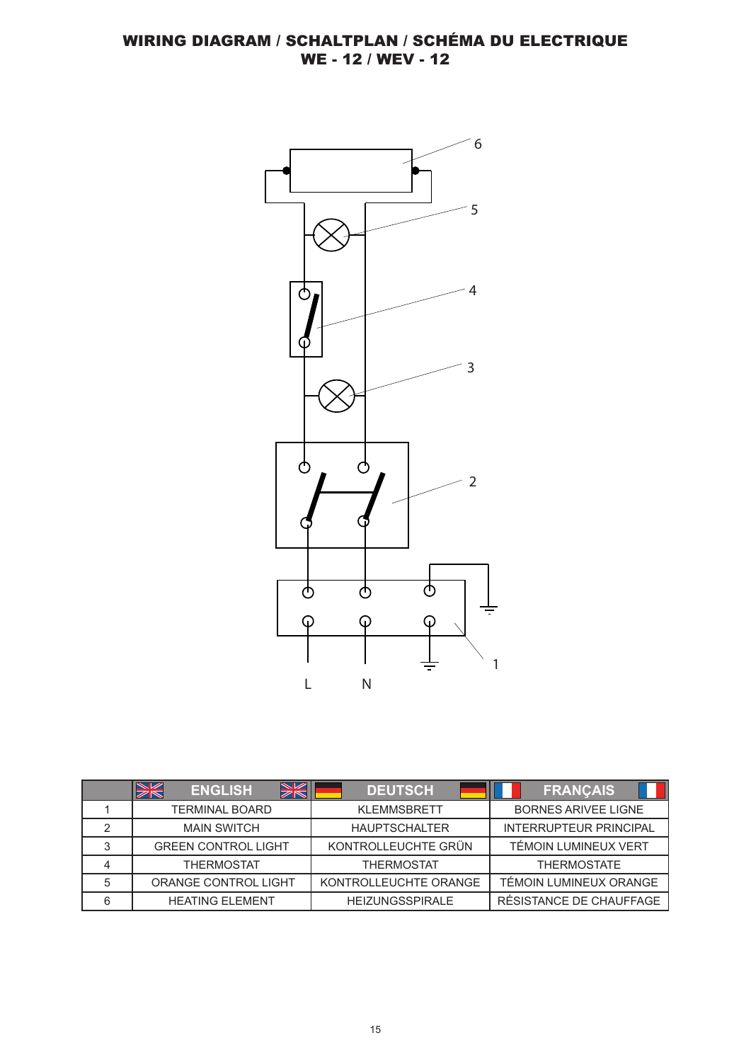# WIRING DIAGRAM / SCHALTPLAN / SCHÉMA DU ELECTRIQUE
## WE - 12 / WEV - 12

| | ENGLISH | DEUTSCH | FRANÇAIS |
|---|---|---|---|
| 1 | TERMINAL BOARD | KLEMMSBRETT | BORNES ARIVEE LIGNE |
| 2 | MAIN SWITCH | HAUPTSCHALTER | INTERRUPTEUR PRINCIPAL |
| 3 | GREEN CONTROL LIGHT | KONTROLLEUCHTE GRÜN | TÉMOIN LUMINEUX VERT |
| 4 | THERMOSTAT | THERMOSTAT | THERMOSTATE |
| 5 | ORANGE CONTROL LIGHT | KONTROLLEUCHTE ORANGE | TÉMOIN LUMINEUX ORANGE |
| 6 | HEATING ELEMENT | HEIZUNGSSPIRALE | RÉSISTANCE DE CHAUFFAGE |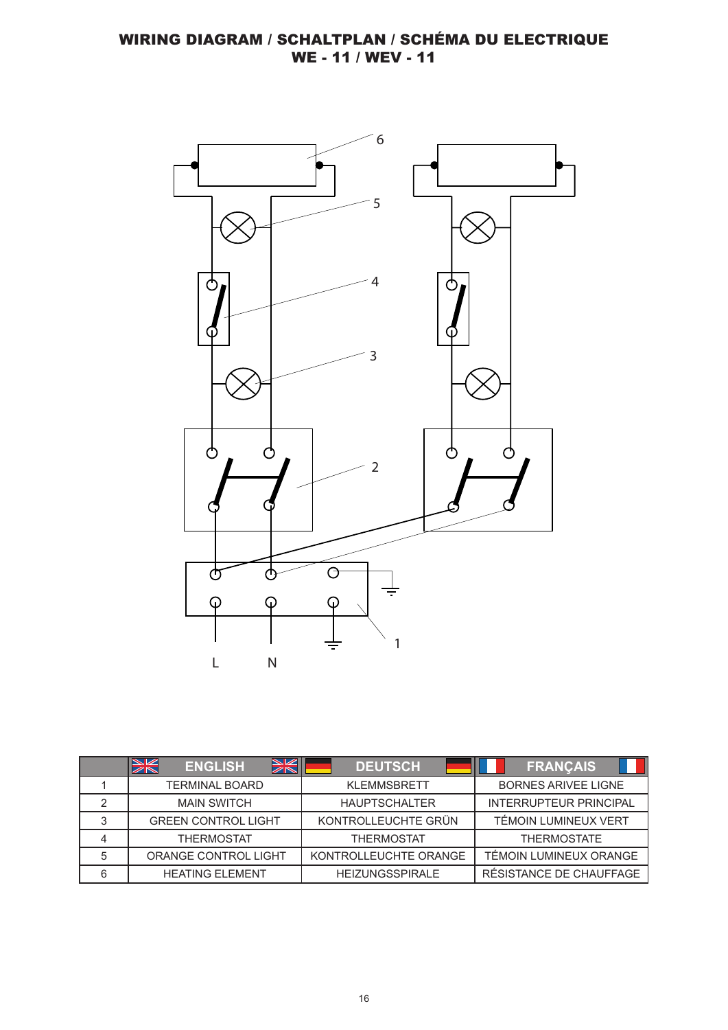# WIRING DIAGRAM / SCHALTPLAN / SCHÉMA DU ELECTRIQUE
## WE - 11 / WEV - 11

6

5

4

3

2

1

L N

| | ENGLISH | DEUTSCH | FRANÇAIS |
|---|---|---|---|
| 1 | TERMINAL BOARD | KLEMMSBRETT | BORNES ARIVEE LIGNE |
| 2 | MAIN SWITCH | HAUPTSCHALTER | INTERRUPTEUR PRINCIPAL |
| 3 | GREEN CONTROL LIGHT | KONTROLLEUCHTE GRÜN | TÉMOIN LUMINEUX VERT |
| 4 | THERMOSTAT | THERMOSTAT | THERMOSTATE |
| 5 | ORANGE CONTROL LIGHT | KONTROLLEUCHTE ORANGE | TÉMOIN LUMINEUX ORANGE |
| 6 | HEATING ELEMENT | HEIZUNGSSPIRALE | RÉSISTANCE DE CHAUFFAGE |